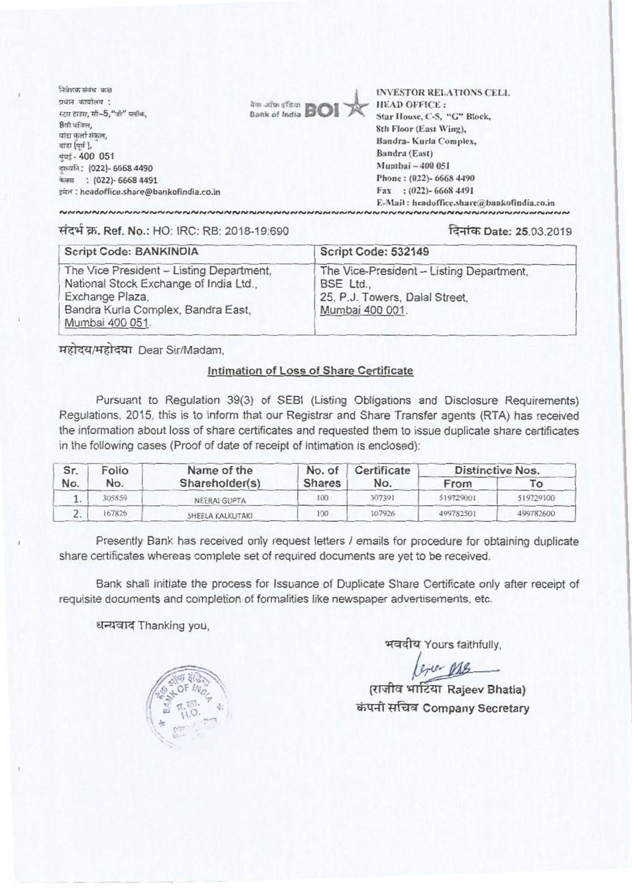निवेशक संबंध कक्ष
प्रधान कार्यालय :
स्टार हाउस, सी–5,"जी" ब्लॉक,
8वी मंजिल,
बांद्रा कुर्ला संकुल,
बांद्रा (पूर्व),
मुंबई - 400 051
दूरध्वनि : (022)- 6668 4490
फैक्स : (022)- 6668 4491
इमेल : headoffice.share@bankofindia.co.in

बैंक ऑफ इंडिया Bank of India BOI

INVESTOR RELATIONS CELL
HEAD OFFICE :
Star House, C-5, "G" Block,
8th Floor (East Wing),
Bandra- Kurla Complex,
Bandra (East)
Mumbai – 400 051
Phone : (022)- 6668 4490
Fax : (022)- 6668 4491
E-Mail : headoffice.share@bankofindia.co.in

संदर्भ क्र. **Ref. No.:** HO: IRC: RB: 2018-19:690

दिनांक **Date: 25.03.2019**

| Script Code: BANKINDIA | Script Code: 532149 |
|---|---|
| The Vice President – Listing Department, National Stock Exchange of India Ltd., Exchange Plaza, Bandra Kurla Complex, Bandra East, Mumbai 400 051. | The Vice-President – Listing Department, BSE Ltd., 25, P.J. Towers, Dalal Street, Mumbai 400 001. |

महोदय/महोदया Dear Sir/Madam,

**Intimation of Loss of Share Certificate**

Pursuant to Regulation 39(3) of SEBI (Listing Obligations and Disclosure Requirements) Regulations, 2015, this is to inform that our Registrar and Share Transfer agents (RTA) has received the information about loss of share certificates and requested them to issue duplicate share certificates in the following cases (Proof of date of receipt of intimation is enclosed):

| Sr. No. | Folio No. | Name of the Shareholder(s) | No. of Shares | Certificate No. | Distinctive Nos. | |
|---|---|---|---|---|---|---|
| | | | | | From | To |
| 1. | 305859 | NEERAJ GUPTA | 100 | 307391 | 519729001 | 519729100 |
| 2. | 167826 | SHEELA KALKUTAKI | 100 | 107926 | 499782501 | 499782600 |

Presently Bank has received only request letters / emails for procedure for obtaining duplicate share certificates whereas complete set of required documents are yet to be received.

Bank shall initiate the process for Issuance of Duplicate Share Certificate only after receipt of requisite documents and completion of formalities like newspaper advertisements, etc.

धन्यवाद Thanking you,

भवदीय Yours faithfully,

(राजीव भाटिया Rajeev Bhatia)
कंपनी सचिव Company Secretary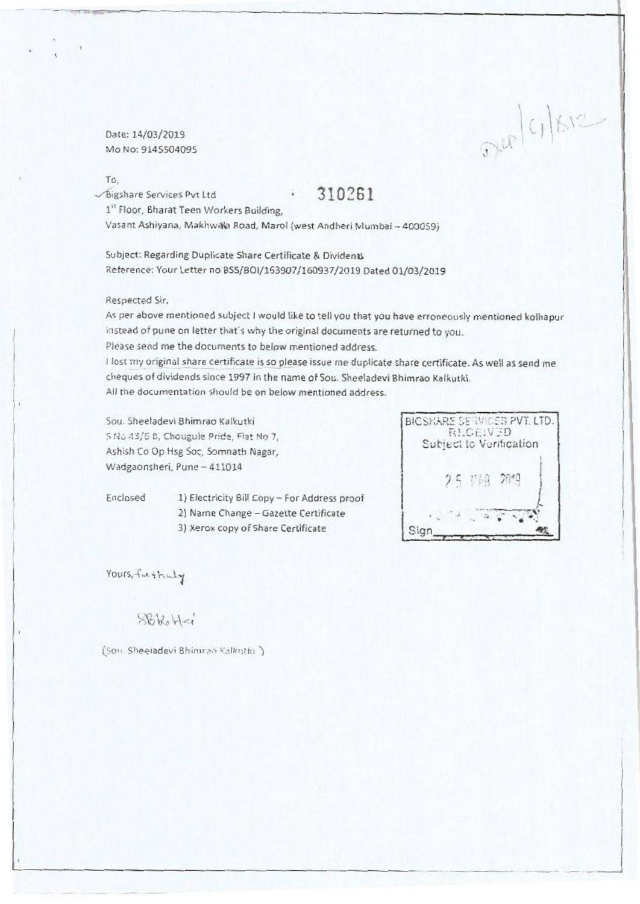Date: 14/03/2019

Mo No: 9145504095

To,

Bigshare Services Pvt Ltd 310261

1[st] Floor, Bharat Teen Workers Building,

Vasant Ashiyana, Makhwala Road, Marol (west Andheri Mumbai – 400059)

Subject: Regarding Duplicate Share Certificate & Dividend

Reference: Your Letter no BSS/BOI/163907/160937/2019 Dated 01/03/2019

Respected Sir,

As per above mentioned subject I would like to tell you that you have erroneously mentioned kolhapur instead of pune on letter that's why the original documents are returned to you.

Please send me the documents to below mentioned address.

I lost my original share certificate is so please issue me duplicate share certificate. As well as send me cheques of dividends since 1997 in the name of Sou. Sheeladevi Bhimrao Kalkutki.

All the documentation should be on below mentioned address.

Sou. Sheeladevi Bhimrao Kalkutki

S No 43/6 B, Chougule Pride, Flat No 7,

Ashish Co Op Hsg Soc, Somnath Nagar,

Wadgaonsheri, Pune – 411014

BIGSHARE SERVICES PVT. LTD.
RECEIVED
Subject to Verification
25 MAR 2019
Sign

Enclosed

1) Electricity Bill Copy – For Address proof
2) Name Change – Gazette Certificate
3) Xerox copy of Share Certificate

Yours, faithfully

SBKalkutki

(Sou. Sheeladevi Bhimrao Kalkutki)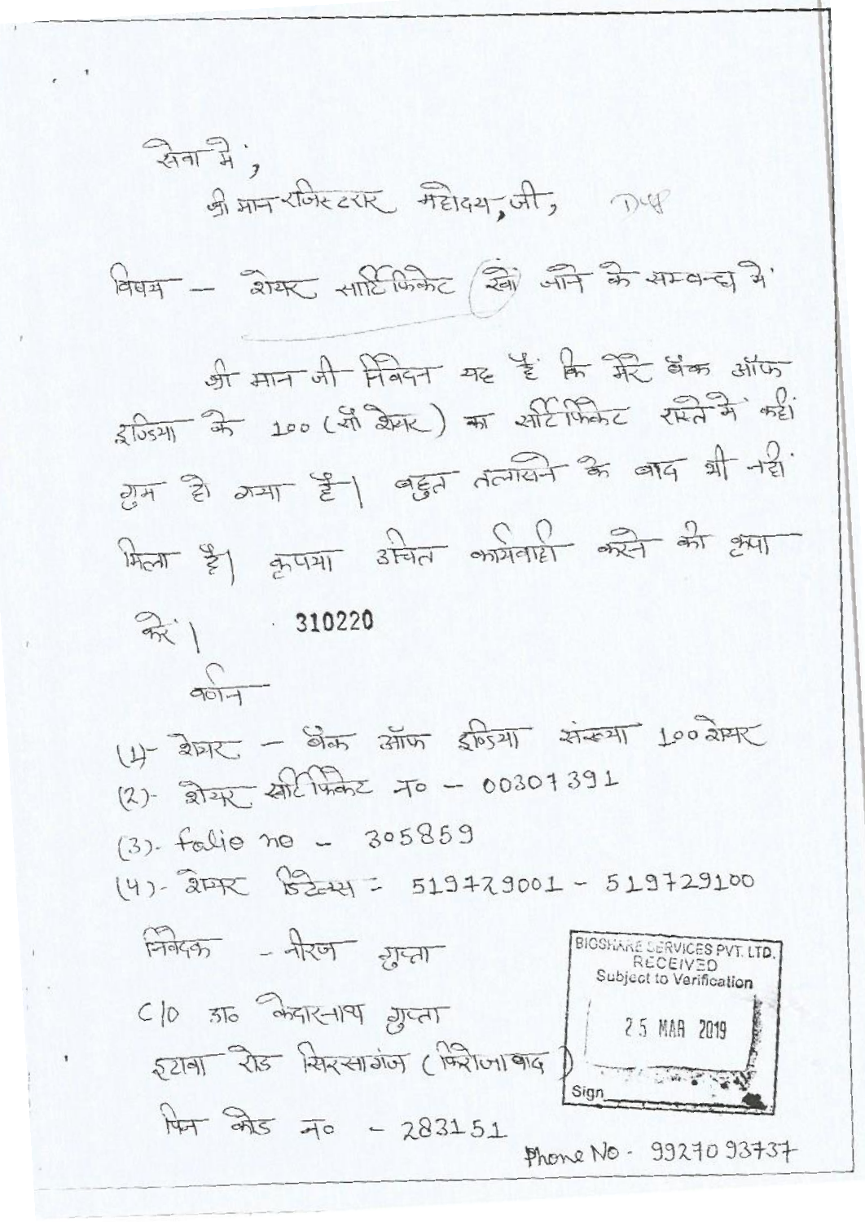सेवा में,

श्री मान रजिस्टरार महोदय, जी, DM

विषय — शेयर सार्टिफिकेट खो जाने के सम्बन्ध में

श्री मान जी निवेदन यह है कि मेरे बैंक ऑफ इण्डिया के 100 (सौ शेयर) का सर्टिफिकेट रास्ते में कहीं गुम हो गया है। बहुत तलाशने के बाद भी नहीं मिला है। कृपया उचित कार्यवाही करने की कृपा करें।

310220

वर्णन

(1)- शेयर — बैंक ऑफ इण्डिया संख्या 100 शेयर

(2)- शेयर सर्टिफिकेट no — 00307391

(3)- folio no — 305859

(4)- शेयर डिटेल्स = 519729001 - 519729100

निवेदक - नीरज गुप्ता

C/o डा० केदारनाथ गुप्ता

इटावा रोड सिरसागंज (फिरोजाबाद)

पिन कोड no - 283151

Phone No - 9927093737

BIGSHARE SERVICES PVT. LTD.
RECEIVED
Subject to Verification
25 MAR 2019
Sign